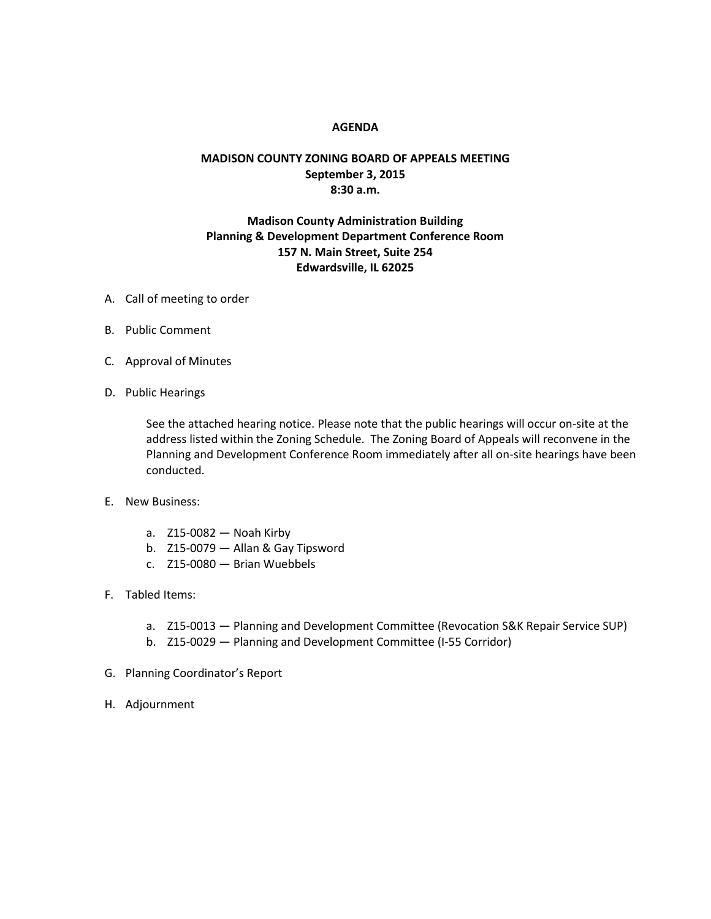# AGENDA

## MADISON COUNTY ZONING BOARD OF APPEALS MEETING
**September 3, 2015**
**8:30 a.m.**

**Madison County Administration Building**
**Planning & Development Department Conference Room**
**157 N. Main Street, Suite 254**
**Edwardsville, IL 62025**

A. Call of meeting to order

B. Public Comment

C. Approval of Minutes

D. Public Hearings

   See the attached hearing notice. Please note that the public hearings will occur on-site at the address listed within the Zoning Schedule. The Zoning Board of Appeals will reconvene in the Planning and Development Conference Room immediately after all on-site hearings have been conducted.

E. New Business:

   a. Z15-0082 — Noah Kirby
   b. Z15-0079 — Allan & Gay Tipsword
   c. Z15-0080 — Brian Wuebbels

F. Tabled Items:

   a. Z15-0013 — Planning and Development Committee (Revocation S&K Repair Service SUP)
   b. Z15-0029 — Planning and Development Committee (I-55 Corridor)

G. Planning Coordinator's Report

H. Adjournment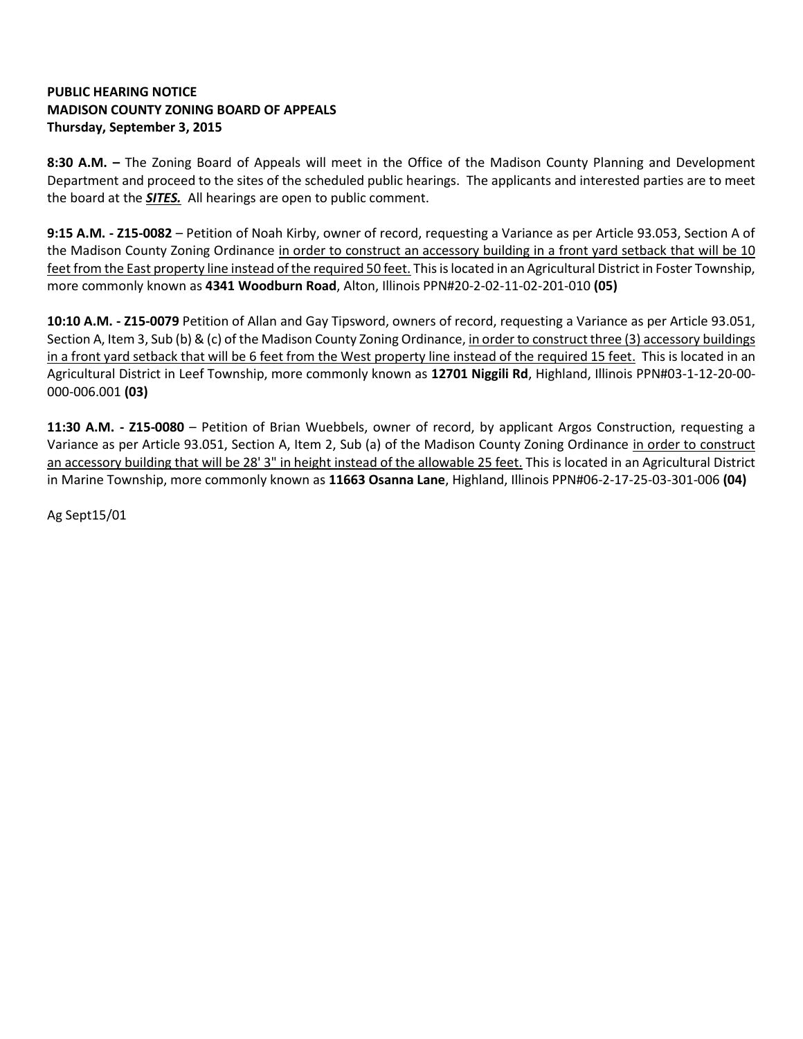**PUBLIC HEARING NOTICE**
**MADISON COUNTY ZONING BOARD OF APPEALS**
**Thursday, September 3, 2015**

**8:30 A.M. –** The Zoning Board of Appeals will meet in the Office of the Madison County Planning and Development Department and proceed to the sites of the scheduled public hearings. The applicants and interested parties are to meet the board at the ***SITES.*** All hearings are open to public comment.

**9:15 A.M. - Z15-0082** – Petition of Noah Kirby, owner of record, requesting a Variance as per Article 93.053, Section A of the Madison County Zoning Ordinance in order to construct an accessory building in a front yard setback that will be 10 feet from the East property line instead of the required 50 feet. This is located in an Agricultural District in Foster Township, more commonly known as **4341 Woodburn Road**, Alton, Illinois PPN#20-2-02-11-02-201-010 **(05)**

**10:10 A.M. - Z15-0079** Petition of Allan and Gay Tipsword, owners of record, requesting a Variance as per Article 93.051, Section A, Item 3, Sub (b) & (c) of the Madison County Zoning Ordinance, in order to construct three (3) accessory buildings in a front yard setback that will be 6 feet from the West property line instead of the required 15 feet. This is located in an Agricultural District in Leef Township, more commonly known as **12701 Niggili Rd**, Highland, Illinois PPN#03-1-12-20-00-000-006.001 **(03)**

**11:30 A.M. - Z15-0080** – Petition of Brian Wuebbels, owner of record, by applicant Argos Construction, requesting a Variance as per Article 93.051, Section A, Item 2, Sub (a) of the Madison County Zoning Ordinance in order to construct an accessory building that will be 28' 3" in height instead of the allowable 25 feet. This is located in an Agricultural District in Marine Township, more commonly known as **11663 Osanna Lane**, Highland, Illinois PPN#06-2-17-25-03-301-006 **(04)**

Ag Sept15/01